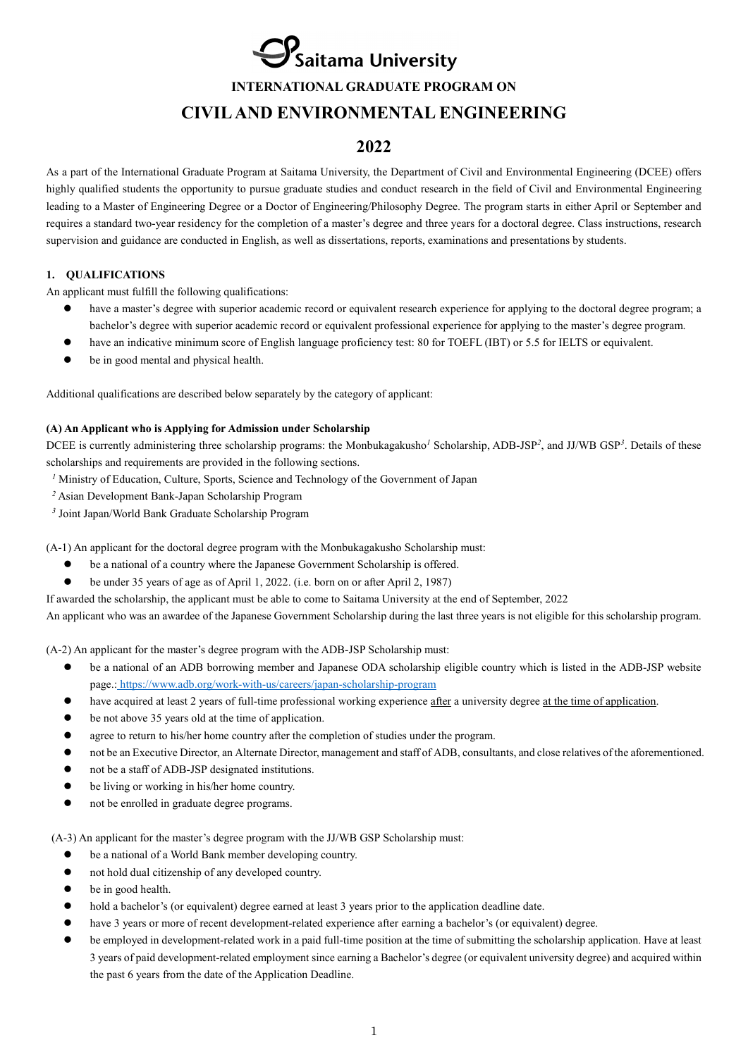# Saitama University

## INTERNATIONAL GRADUATE PROGRAM ON

# CIVIL AND ENVIRONMENTAL ENGINEERING

# 2022

As a part of the International Graduate Program at Saitama University, the Department of Civil and Environmental Engineering (DCEE) offers highly qualified students the opportunity to pursue graduate studies and conduct research in the field of Civil and Environmental Engineering leading to a Master of Engineering Degree or a Doctor of Engineering/Philosophy Degree. The program starts in either April or September and requires a standard two-year residency for the completion of a master's degree and three years for a doctoral degree. Class instructions, research supervision and guidance are conducted in English, as well as dissertations, reports, examinations and presentations by students.

### 1. QUALIFICATIONS

An applicant must fulfill the following qualifications:

- have a master's degree with superior academic record or equivalent research experience for applying to the doctoral degree program; a bachelor's degree with superior academic record or equivalent professional experience for applying to the master's degree program.
- have an indicative minimum score of English language proficiency test: 80 for TOEFL (IBT) or 5.5 for IELTS or equivalent.
- be in good mental and physical health.

Additional qualifications are described below separately by the category of applicant:

**(A) An Applicant who is Applying for Admission under Scholarship**

DCEE is currently administering three scholarship programs: the Monbukagakusho[1] Scholarship, ADB-JSP[2], and JJ/WB GSP[3]. Details of these scholarships and requirements are provided in the following sections.

[1] Ministry of Education, Culture, Sports, Science and Technology of the Government of Japan

[2] Asian Development Bank-Japan Scholarship Program

[3] Joint Japan/World Bank Graduate Scholarship Program

(A-1) An applicant for the doctoral degree program with the Monbukagakusho Scholarship must:

- be a national of a country where the Japanese Government Scholarship is offered.
- be under 35 years of age as of April 1, 2022. (i.e. born on or after April 2, 1987)

If awarded the scholarship, the applicant must be able to come to Saitama University at the end of September, 2022

An applicant who was an awardee of the Japanese Government Scholarship during the last three years is not eligible for this scholarship program.

(A-2) An applicant for the master's degree program with the ADB-JSP Scholarship must:

- be a national of an ADB borrowing member and Japanese ODA scholarship eligible country which is listed in the ADB-JSP website page.: https://www.adb.org/work-with-us/careers/japan-scholarship-program
- have acquired at least 2 years of full-time professional working experience after a university degree at the time of application.
- be not above 35 years old at the time of application.
- agree to return to his/her home country after the completion of studies under the program.
- not be an Executive Director, an Alternate Director, management and staff of ADB, consultants, and close relatives of the aforementioned.
- not be a staff of ADB-JSP designated institutions.
- be living or working in his/her home country.
- not be enrolled in graduate degree programs.

(A-3) An applicant for the master's degree program with the JJ/WB GSP Scholarship must:

- be a national of a World Bank member developing country.
- not hold dual citizenship of any developed country.
- be in good health.
- hold a bachelor's (or equivalent) degree earned at least 3 years prior to the application deadline date.
- have 3 years or more of recent development-related experience after earning a bachelor's (or equivalent) degree.
- be employed in development-related work in a paid full-time position at the time of submitting the scholarship application. Have at least 3 years of paid development-related employment since earning a Bachelor's degree (or equivalent university degree) and acquired within the past 6 years from the date of the Application Deadline.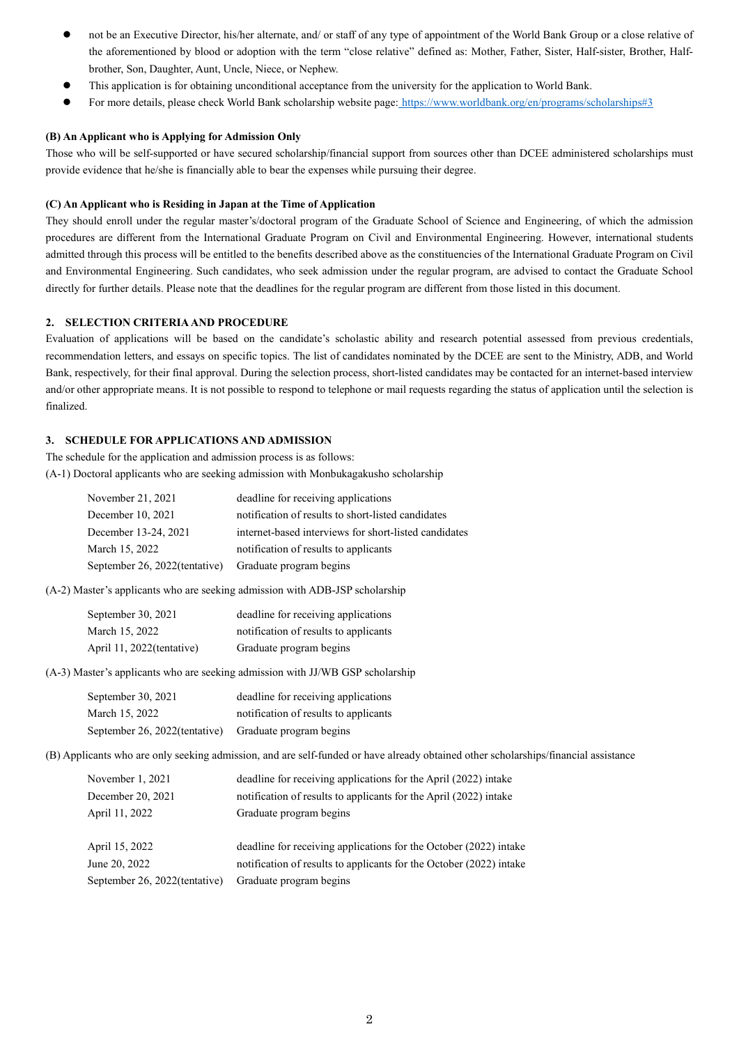- not be an Executive Director, his/her alternate, and/ or staff of any type of appointment of the World Bank Group or a close relative of the aforementioned by blood or adoption with the term "close relative" defined as: Mother, Father, Sister, Half-sister, Brother, Half-brother, Son, Daughter, Aunt, Uncle, Niece, or Nephew.
- This application is for obtaining unconditional acceptance from the university for the application to World Bank.
- For more details, please check World Bank scholarship website page: https://www.worldbank.org/en/programs/scholarships#3

**(B) An Applicant who is Applying for Admission Only**

Those who will be self-supported or have secured scholarship/financial support from sources other than DCEE administered scholarships must provide evidence that he/she is financially able to bear the expenses while pursuing their degree.

**(C) An Applicant who is Residing in Japan at the Time of Application**

They should enroll under the regular master's/doctoral program of the Graduate School of Science and Engineering, of which the admission procedures are different from the International Graduate Program on Civil and Environmental Engineering. However, international students admitted through this process will be entitled to the benefits described above as the constituencies of the International Graduate Program on Civil and Environmental Engineering. Such candidates, who seek admission under the regular program, are advised to contact the Graduate School directly for further details. Please note that the deadlines for the regular program are different from those listed in this document.

## 2. SELECTION CRITERIA AND PROCEDURE

Evaluation of applications will be based on the candidate's scholastic ability and research potential assessed from previous credentials, recommendation letters, and essays on specific topics. The list of candidates nominated by the DCEE are sent to the Ministry, ADB, and World Bank, respectively, for their final approval. During the selection process, short-listed candidates may be contacted for an internet-based interview and/or other appropriate means. It is not possible to respond to telephone or mail requests regarding the status of application until the selection is finalized.

## 3. SCHEDULE FOR APPLICATIONS AND ADMISSION

The schedule for the application and admission process is as follows:

(A-1) Doctoral applicants who are seeking admission with Monbukagakusho scholarship

| | |
|---|---|
| November 21, 2021 | deadline for receiving applications |
| December 10, 2021 | notification of results to short-listed candidates |
| December 13-24, 2021 | internet-based interviews for short-listed candidates |
| March 15, 2022 | notification of results to applicants |
| September 26, 2022(tentative) | Graduate program begins |

(A-2) Master's applicants who are seeking admission with ADB-JSP scholarship

| | |
|---|---|
| September 30, 2021 | deadline for receiving applications |
| March 15, 2022 | notification of results to applicants |
| April 11, 2022(tentative) | Graduate program begins |

(A-3) Master's applicants who are seeking admission with JJ/WB GSP scholarship

| | |
|---|---|
| September 30, 2021 | deadline for receiving applications |
| March 15, 2022 | notification of results to applicants |
| September 26, 2022(tentative) | Graduate program begins |

(B) Applicants who are only seeking admission, and are self-funded or have already obtained other scholarships/financial assistance

| | |
|---|---|
| November 1, 2021 | deadline for receiving applications for the April (2022) intake |
| December 20, 2021 | notification of results to applicants for the April (2022) intake |
| April 11, 2022 | Graduate program begins |
| | |
| April 15, 2022 | deadline for receiving applications for the October (2022) intake |
| June 20, 2022 | notification of results to applicants for the October (2022) intake |
| September 26, 2022(tentative) | Graduate program begins |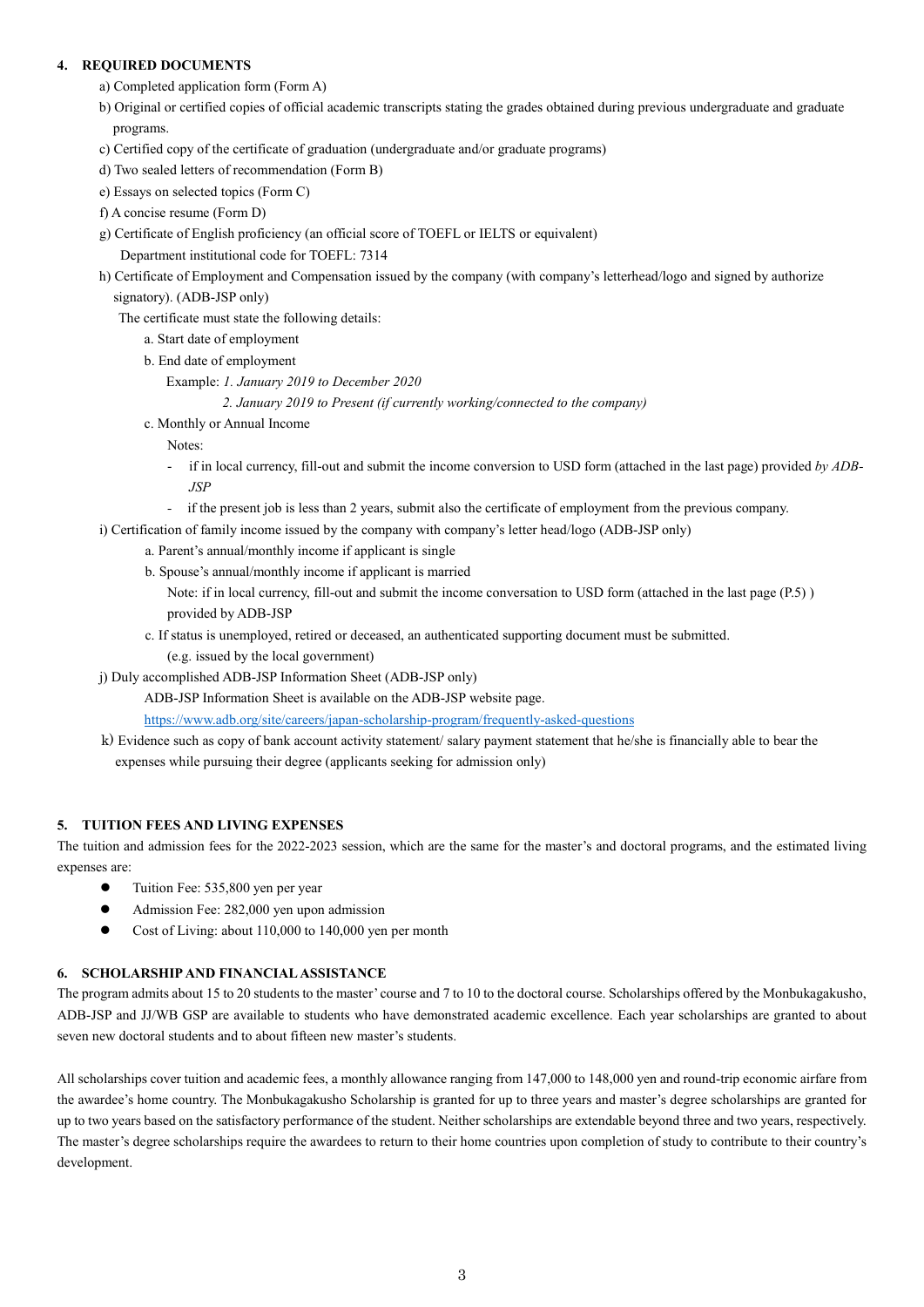## 4. REQUIRED DOCUMENTS

a) Completed application form (Form A)

b) Original or certified copies of official academic transcripts stating the grades obtained during previous undergraduate and graduate programs.

c) Certified copy of the certificate of graduation (undergraduate and/or graduate programs)

d) Two sealed letters of recommendation (Form B)

e) Essays on selected topics (Form C)

f) A concise resume (Form D)

g) Certificate of English proficiency (an official score of TOEFL or IELTS or equivalent)
   Department institutional code for TOEFL: 7314

h) Certificate of Employment and Compensation issued by the company (with company's letterhead/logo and signed by authorize signatory). (ADB-JSP only)

The certificate must state the following details:

a. Start date of employment

b. End date of employment

Example: *1. January 2019 to December 2020*

*2. January 2019 to Present (if currently working/connected to the company)*

c. Monthly or Annual Income

Notes:

- if in local currency, fill-out and submit the income conversion to USD form (attached in the last page) provided *by ADB-JSP*
- if the present job is less than 2 years, submit also the certificate of employment from the previous company.

i) Certification of family income issued by the company with company's letter head/logo (ADB-JSP only)

a. Parent's annual/monthly income if applicant is single

b. Spouse's annual/monthly income if applicant is married

Note: if in local currency, fill-out and submit the income conversation to USD form (attached in the last page (P.5) ) provided by ADB-JSP

c. If status is unemployed, retired or deceased, an authenticated supporting document must be submitted. (e.g. issued by the local government)

j) Duly accomplished ADB-JSP Information Sheet (ADB-JSP only)

ADB-JSP Information Sheet is available on the ADB-JSP website page.

https://www.adb.org/site/careers/japan-scholarship-program/frequently-asked-questions

k) Evidence such as copy of bank account activity statement/ salary payment statement that he/she is financially able to bear the expenses while pursuing their degree (applicants seeking for admission only)

## 5. TUITION FEES AND LIVING EXPENSES

The tuition and admission fees for the 2022-2023 session, which are the same for the master's and doctoral programs, and the estimated living expenses are:

- Tuition Fee: 535,800 yen per year
- Admission Fee: 282,000 yen upon admission
- Cost of Living: about 110,000 to 140,000 yen per month

## 6. SCHOLARSHIP AND FINANCIAL ASSISTANCE

The program admits about 15 to 20 students to the master' course and 7 to 10 to the doctoral course. Scholarships offered by the Monbukagakusho, ADB-JSP and JJ/WB GSP are available to students who have demonstrated academic excellence. Each year scholarships are granted to about seven new doctoral students and to about fifteen new master's students.

All scholarships cover tuition and academic fees, a monthly allowance ranging from 147,000 to 148,000 yen and round-trip economic airfare from the awardee's home country. The Monbukagakusho Scholarship is granted for up to three years and master's degree scholarships are granted for up to two years based on the satisfactory performance of the student. Neither scholarships are extendable beyond three and two years, respectively. The master's degree scholarships require the awardees to return to their home countries upon completion of study to contribute to their country's development.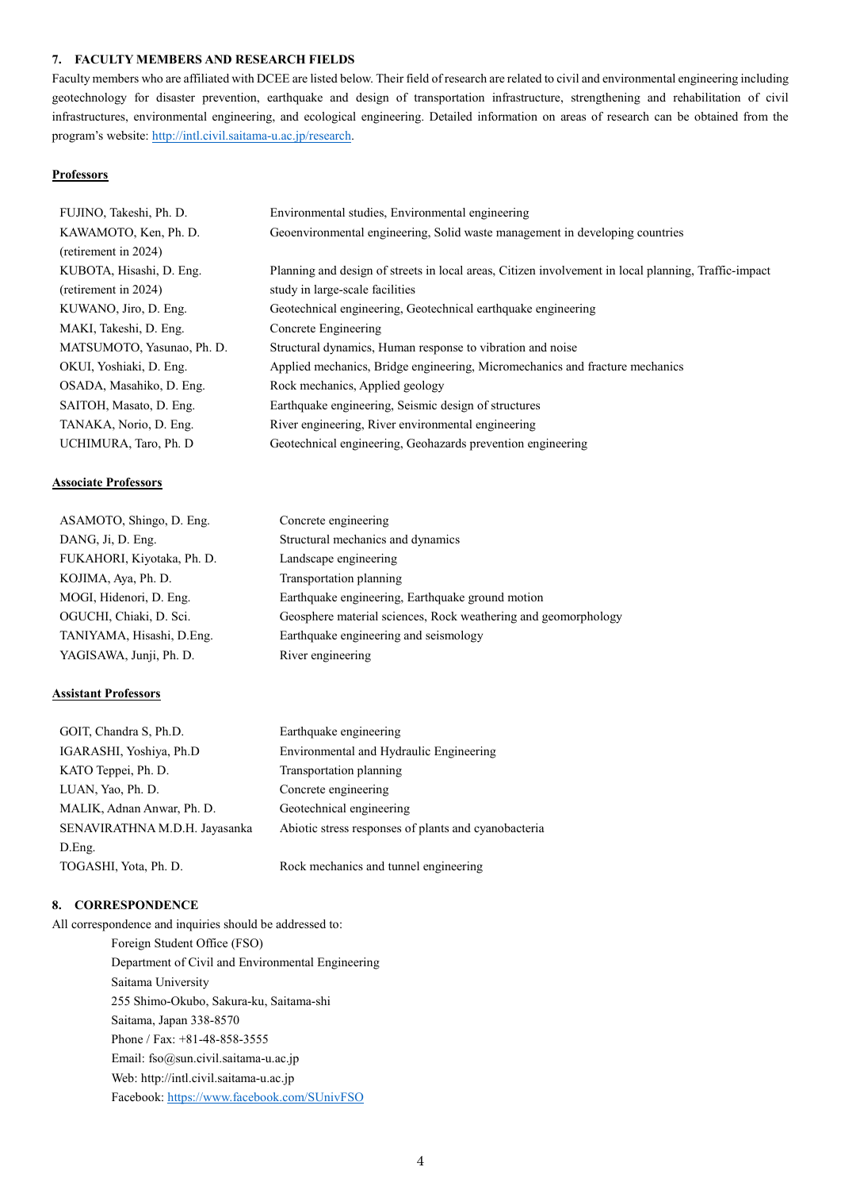### 7. FACULTY MEMBERS AND RESEARCH FIELDS

Faculty members who are affiliated with DCEE are listed below. Their field of research are related to civil and environmental engineering including geotechnology for disaster prevention, earthquake and design of transportation infrastructure, strengthening and rehabilitation of civil infrastructures, environmental engineering, and ecological engineering. Detailed information on areas of research can be obtained from the program's website: http://intl.civil.saitama-u.ac.jp/research.

**Professors**

| | |
|---|---|
| FUJINO, Takeshi, Ph. D. | Environmental studies, Environmental engineering |
| KAWAMOTO, Ken, Ph. D. (retirement in 2024) | Geoenvironmental engineering, Solid waste management in developing countries |
| KUBOTA, Hisashi, D. Eng. (retirement in 2024) | Planning and design of streets in local areas, Citizen involvement in local planning, Traffic-impact study in large-scale facilities |
| KUWANO, Jiro, D. Eng. | Geotechnical engineering, Geotechnical earthquake engineering |
| MAKI, Takeshi, D. Eng. | Concrete Engineering |
| MATSUMOTO, Yasunao, Ph. D. | Structural dynamics, Human response to vibration and noise |
| OKUI, Yoshiaki, D. Eng. | Applied mechanics, Bridge engineering, Micromechanics and fracture mechanics |
| OSADA, Masahiko, D. Eng. | Rock mechanics, Applied geology |
| SAITOH, Masato, D. Eng. | Earthquake engineering, Seismic design of structures |
| TANAKA, Norio, D. Eng. | River engineering, River environmental engineering |
| UCHIMURA, Taro, Ph. D | Geotechnical engineering, Geohazards prevention engineering |

**Associate Professors**

| | |
|---|---|
| ASAMOTO, Shingo, D. Eng. | Concrete engineering |
| DANG, Ji, D. Eng. | Structural mechanics and dynamics |
| FUKAHORI, Kiyotaka, Ph. D. | Landscape engineering |
| KOJIMA, Aya, Ph. D. | Transportation planning |
| MOGI, Hidenori, D. Eng. | Earthquake engineering, Earthquake ground motion |
| OGUCHI, Chiaki, D. Sci. | Geosphere material sciences, Rock weathering and geomorphology |
| TANIYAMA, Hisashi, D.Eng. | Earthquake engineering and seismology |
| YAGISAWA, Junji, Ph. D. | River engineering |

**Assistant Professors**

| | |
|---|---|
| GOIT, Chandra S, Ph.D. | Earthquake engineering |
| IGARASHI, Yoshiya, Ph.D | Environmental and Hydraulic Engineering |
| KATO Teppei, Ph. D. | Transportation planning |
| LUAN, Yao, Ph. D. | Concrete engineering |
| MALIK, Adnan Anwar, Ph. D. | Geotechnical engineering |
| SENAVIRATHNA M.D.H. Jayasanka D.Eng. | Abiotic stress responses of plants and cyanobacteria |
| TOGASHI, Yota, Ph. D. | Rock mechanics and tunnel engineering |

### 8. CORRESPONDENCE

All correspondence and inquiries should be addressed to:

Foreign Student Office (FSO)
Department of Civil and Environmental Engineering
Saitama University
255 Shimo-Okubo, Sakura-ku, Saitama-shi
Saitama, Japan 338-8570
Phone / Fax: +81-48-858-3555
Email: fso@sun.civil.saitama-u.ac.jp
Web: http://intl.civil.saitama-u.ac.jp
Facebook: https://www.facebook.com/SUnivFSO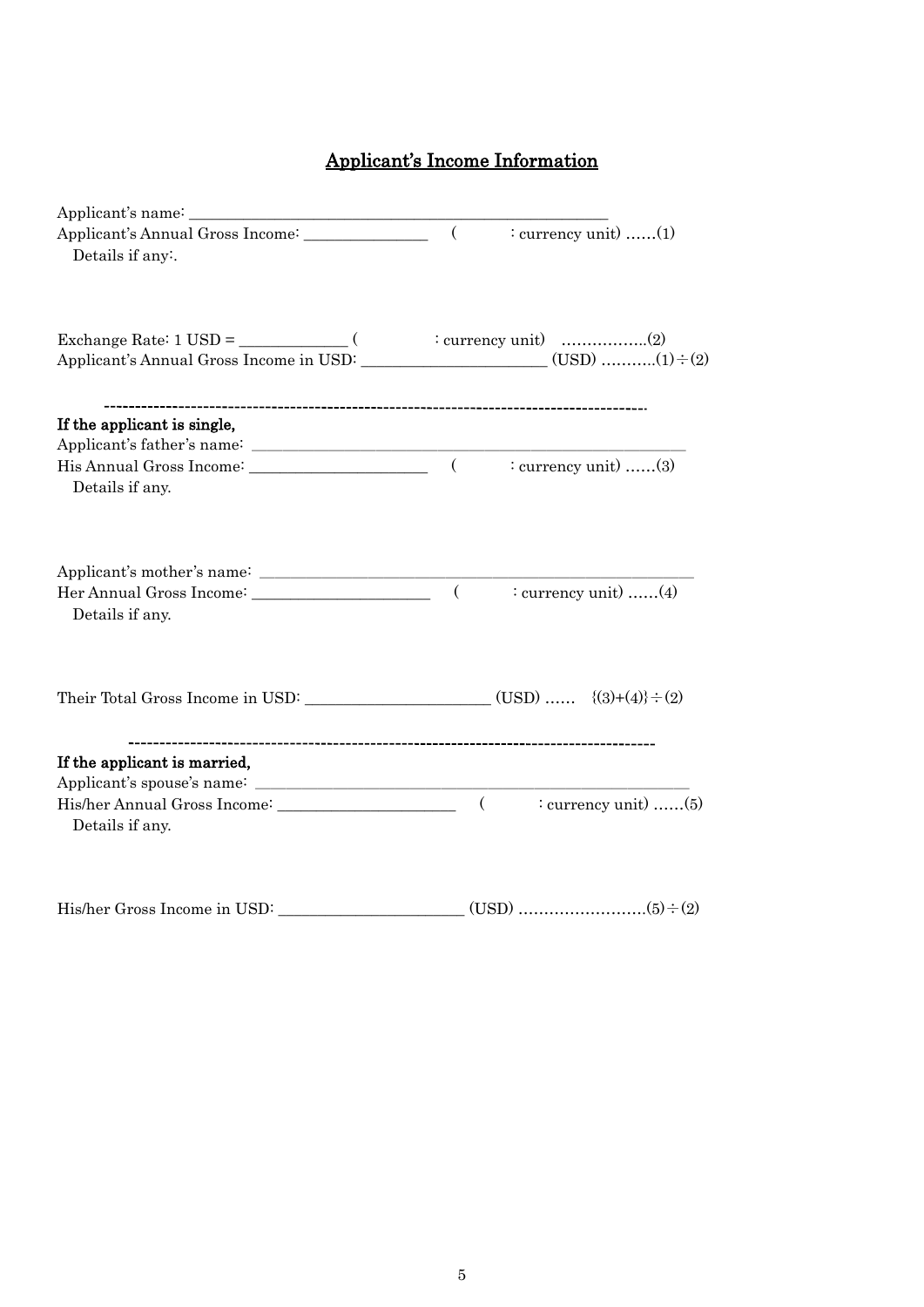## Applicant's Income Information

Applicant's name: ________________________________________________

Applicant's Annual Gross Income: _______________ (　　　: currency unit) ……(1)

Details if any:.

Exchange Rate: 1 USD = _____________ (　　　　　: currency unit) ……………..(2)

Applicant's Annual Gross Income in USD: ______________________ (USD) ………..(1)÷(2)

---

**If the applicant is single,**

Applicant's father's name: ________________________________________________

His Annual Gross Income: ______________________ (　　　: currency unit) ……(3)

Details if any.

Applicant's mother's name: ________________________________________________

Her Annual Gross Income: ______________________ (　　　: currency unit) ……(4)

Details if any.

Their Total Gross Income in USD: ______________________ (USD) …… {(3)+(4)}÷(2)

---

**If the applicant is married,**

Applicant's spouse's name: ________________________________________________

His/her Annual Gross Income: ______________________ (　　　: currency unit) ……(5)

Details if any.

His/her Gross Income in USD: ______________________ (USD) …………………….(5)÷(2)